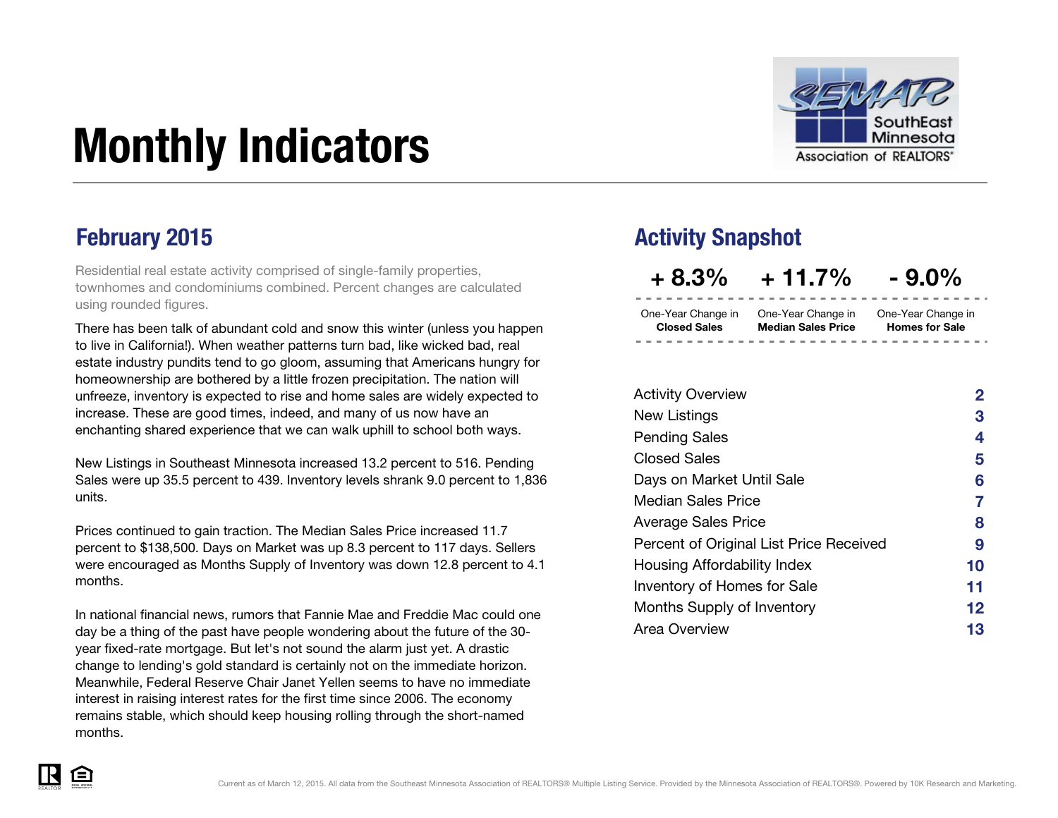# Monthly Indicators

SouthEast Minnesota Association of REALTORS®

## February 2015

Residential real estate activity comprised of single-family properties, townhomes and condominiums combined. Percent changes are calculated using rounded figures.

There has been talk of abundant cold and snow this winter (unless you happen to live in California!). When weather patterns turn bad, like wicked bad, real estate industry pundits tend to go gloom, assuming that Americans hungry for homeownership are bothered by a little frozen precipitation. The nation will unfreeze, inventory is expected to rise and home sales are widely expected to increase. These are good times, indeed, and many of us now have an enchanting shared experience that we can walk uphill to school both ways.

New Listings in Southeast Minnesota increased 13.2 percent to 516. Pending Sales were up 35.5 percent to 439. Inventory levels shrank 9.0 percent to 1,836 units.

Prices continued to gain traction. The Median Sales Price increased 11.7 percent to $138,500. Days on Market was up 8.3 percent to 117 days. Sellers were encouraged as Months Supply of Inventory was down 12.8 percent to 4.1 months.

In national financial news, rumors that Fannie Mae and Freddie Mac could one day be a thing of the past have people wondering about the future of the 30-year fixed-rate mortgage. But let's not sound the alarm just yet. A drastic change to lending's gold standard is certainly not on the immediate horizon. Meanwhile, Federal Reserve Chair Janet Yellen seems to have no immediate interest in raising interest rates for the first time since 2006. The economy remains stable, which should keep housing rolling through the short-named months.

## Activity Snapshot

| + 8.3% | + 11.7% | - 9.0% |
|---|---|---|
| One-Year Change in **Closed Sales** | One-Year Change in **Median Sales Price** | One-Year Change in **Homes for Sale** |

| | |
|---|---|
| Activity Overview | 2 |
| New Listings | 3 |
| Pending Sales | 4 |
| Closed Sales | 5 |
| Days on Market Until Sale | 6 |
| Median Sales Price | 7 |
| Average Sales Price | 8 |
| Percent of Original List Price Received | 9 |
| Housing Affordability Index | 10 |
| Inventory of Homes for Sale | 11 |
| Months Supply of Inventory | 12 |
| Area Overview | 13 |

Current as of March 12, 2015. All data from the Southeast Minnesota Association of REALTORS® Multiple Listing Service. Provided by the Minnesota Association of REALTORS®. Powered by 10K Research and Marketing.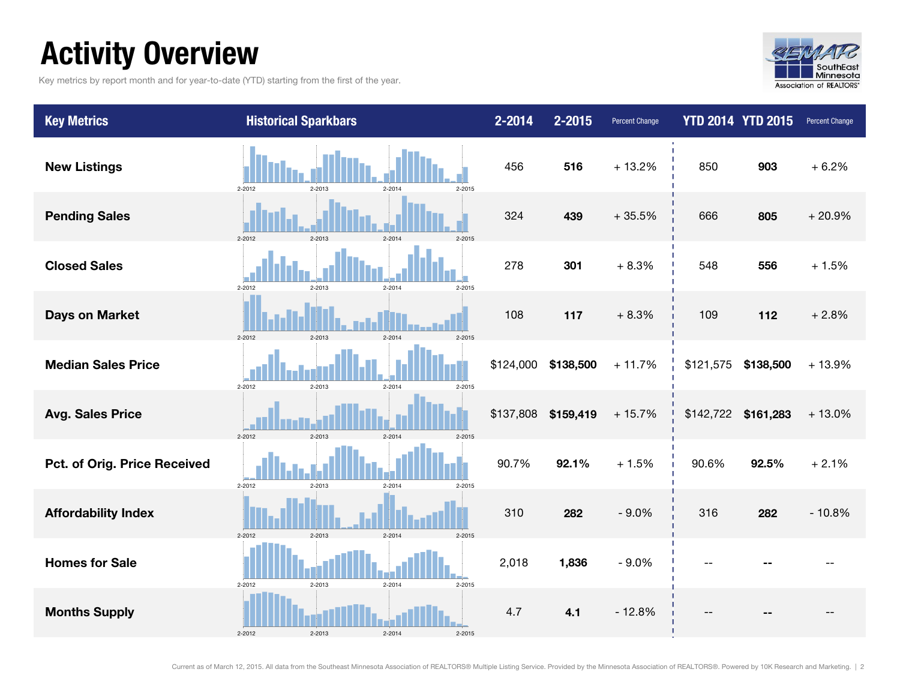# Activity Overview

Key metrics by report month and for year-to-date (YTD) starting from the first of the year.

| Key Metrics | Historical Sparkbars | 2-2014 | 2-2015 | Percent Change | YTD 2014 | YTD 2015 | Percent Change |
|---|---|---|---|---|---|---|---|
| New Listings | 2-2012 2-2013 2-2014 2-2015 | 456 | **516** | + 13.2% | 850 | **903** | + 6.2% |
| Pending Sales | 2-2012 2-2013 2-2014 2-2015 | 324 | **439** | + 35.5% | 666 | **805** | + 20.9% |
| Closed Sales | 2-2012 2-2013 2-2014 2-2015 | 278 | **301** | + 8.3% | 548 | **556** | + 1.5% |
| Days on Market | 2-2012 2-2013 2-2014 2-2015 | 108 | **117** | + 8.3% | 109 | **112** | + 2.8% |
| Median Sales Price | 2-2012 2-2013 2-2014 2-2015 | $124,000 | **$138,500** | + 11.7% | $121,575 | **$138,500** | + 13.9% |
| Avg. Sales Price | 2-2012 2-2013 2-2014 2-2015 | $137,808 | **$159,419** | + 15.7% | $142,722 | **$161,283** | + 13.0% |
| Pct. of Orig. Price Received | 2-2012 2-2013 2-2014 2-2015 | 90.7% | **92.1%** | + 1.5% | 90.6% | **92.5%** | + 2.1% |
| Affordability Index | 2-2012 2-2013 2-2014 2-2015 | 310 | **282** | - 9.0% | 316 | **282** | - 10.8% |
| Homes for Sale | 2-2012 2-2013 2-2014 2-2015 | 2,018 | **1,836** | - 9.0% | -- | **--** | -- |
| Months Supply | 2-2012 2-2013 2-2014 2-2015 | 4.7 | **4.1** | - 12.8% | -- | **--** | -- |

Current as of March 12, 2015. All data from the Southeast Minnesota Association of REALTORS® Multiple Listing Service. Provided by the Minnesota Association of REALTORS®. Powered by 10K Research and Marketing.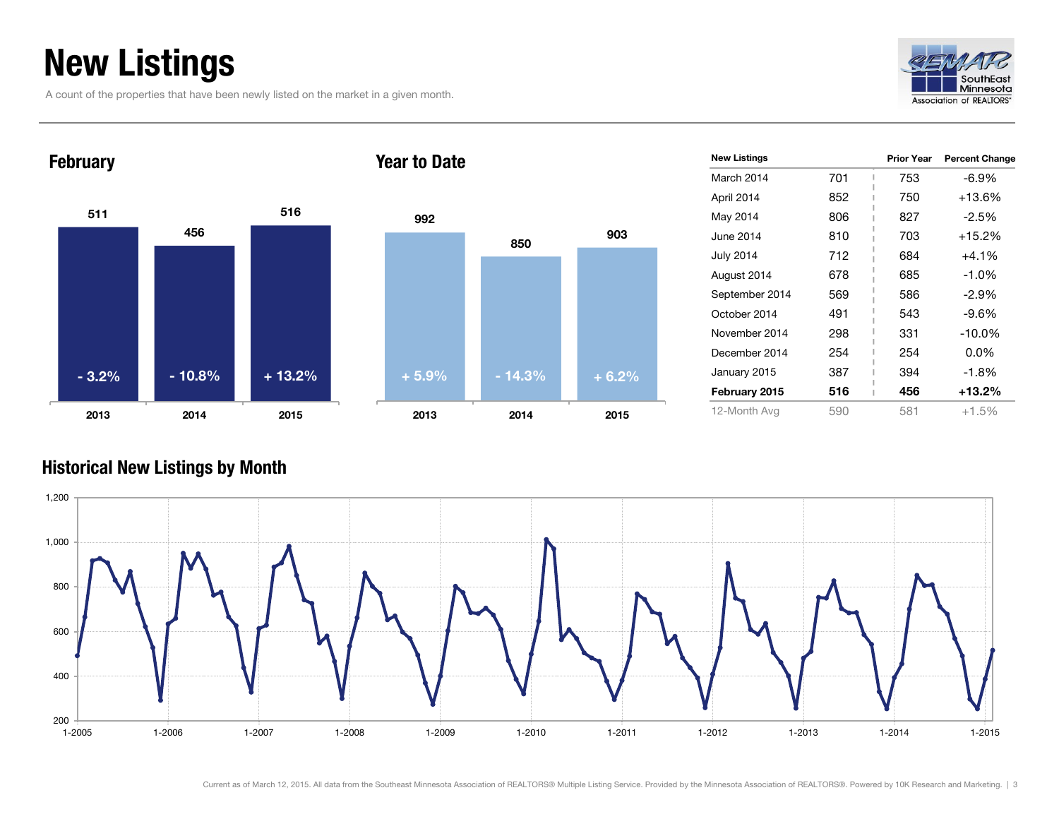# New Listings

A count of the properties that have been newly listed on the market in a given month.

## February

| Year | New Listings | Change |
|---|---|---|
| 2013 | 511 | - 3.2% |
| 2014 | 456 | - 10.8% |
| 2015 | 516 | + 13.2% |

## Year to Date

| Year | New Listings | Change |
|---|---|---|
| 2013 | 992 | + 5.9% |
| 2014 | 850 | - 14.3% |
| 2015 | 903 | + 6.2% |

| New Listings | | Prior Year | Percent Change |
|---|---|---|---|
| March 2014 | 701 | 753 | -6.9% |
| April 2014 | 852 | 750 | +13.6% |
| May 2014 | 806 | 827 | -2.5% |
| June 2014 | 810 | 703 | +15.2% |
| July 2014 | 712 | 684 | +4.1% |
| August 2014 | 678 | 685 | -1.0% |
| September 2014 | 569 | 586 | -2.9% |
| October 2014 | 491 | 543 | -9.6% |
| November 2014 | 298 | 331 | -10.0% |
| December 2014 | 254 | 254 | 0.0% |
| January 2015 | 387 | 394 | -1.8% |
| **February 2015** | **516** | **456** | **+13.2%** |
| 12-Month Avg | 590 | 581 | +1.5% |

## Historical New Listings by Month

Current as of March 12, 2015. All data from the Southeast Minnesota Association of REALTORS® Multiple Listing Service. Provided by the Minnesota Association of REALTORS®. Powered by 10K Research and Marketing.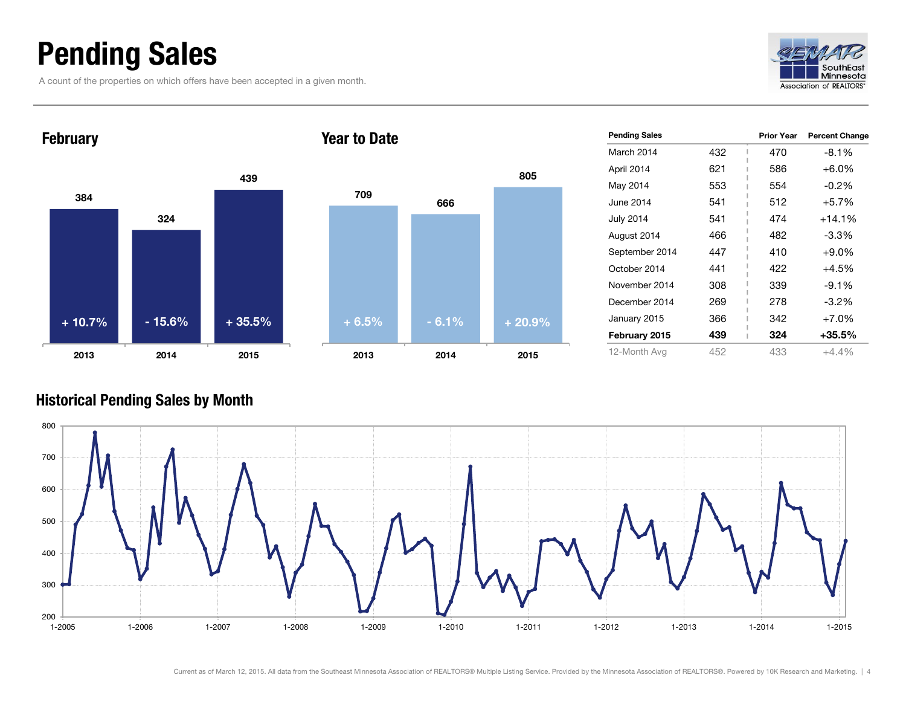# Pending Sales

A count of the properties on which offers have been accepted in a given month.

SEMAR SouthEast Minnesota Association of REALTORS®

## February

| | 2013 | 2014 | 2015 |
|---|---|---|---|
| Pending Sales | 384 | 324 | 439 |
| Percent Change | + 10.7% | - 15.6% | + 35.5% |

## Year to Date

| | 2013 | 2014 | 2015 |
|---|---|---|---|
| Pending Sales | 709 | 666 | 805 |
| Percent Change | + 6.5% | - 6.1% | + 20.9% |

| Pending Sales | | Prior Year | Percent Change |
|---|---|---|---|
| March 2014 | 432 | 470 | -8.1% |
| April 2014 | 621 | 586 | +6.0% |
| May 2014 | 553 | 554 | -0.2% |
| June 2014 | 541 | 512 | +5.7% |
| July 2014 | 541 | 474 | +14.1% |
| August 2014 | 466 | 482 | -3.3% |
| September 2014 | 447 | 410 | +9.0% |
| October 2014 | 441 | 422 | +4.5% |
| November 2014 | 308 | 339 | -9.1% |
| December 2014 | 269 | 278 | -3.2% |
| January 2015 | 366 | 342 | +7.0% |
| **February 2015** | **439** | **324** | **+35.5%** |
| 12-Month Avg | 452 | 433 | +4.4% |

## Historical Pending Sales by Month

Current as of March 12, 2015. All data from the Southeast Minnesota Association of REALTORS® Multiple Listing Service. Provided by the Minnesota Association of REALTORS®. Powered by 10K Research and Marketing.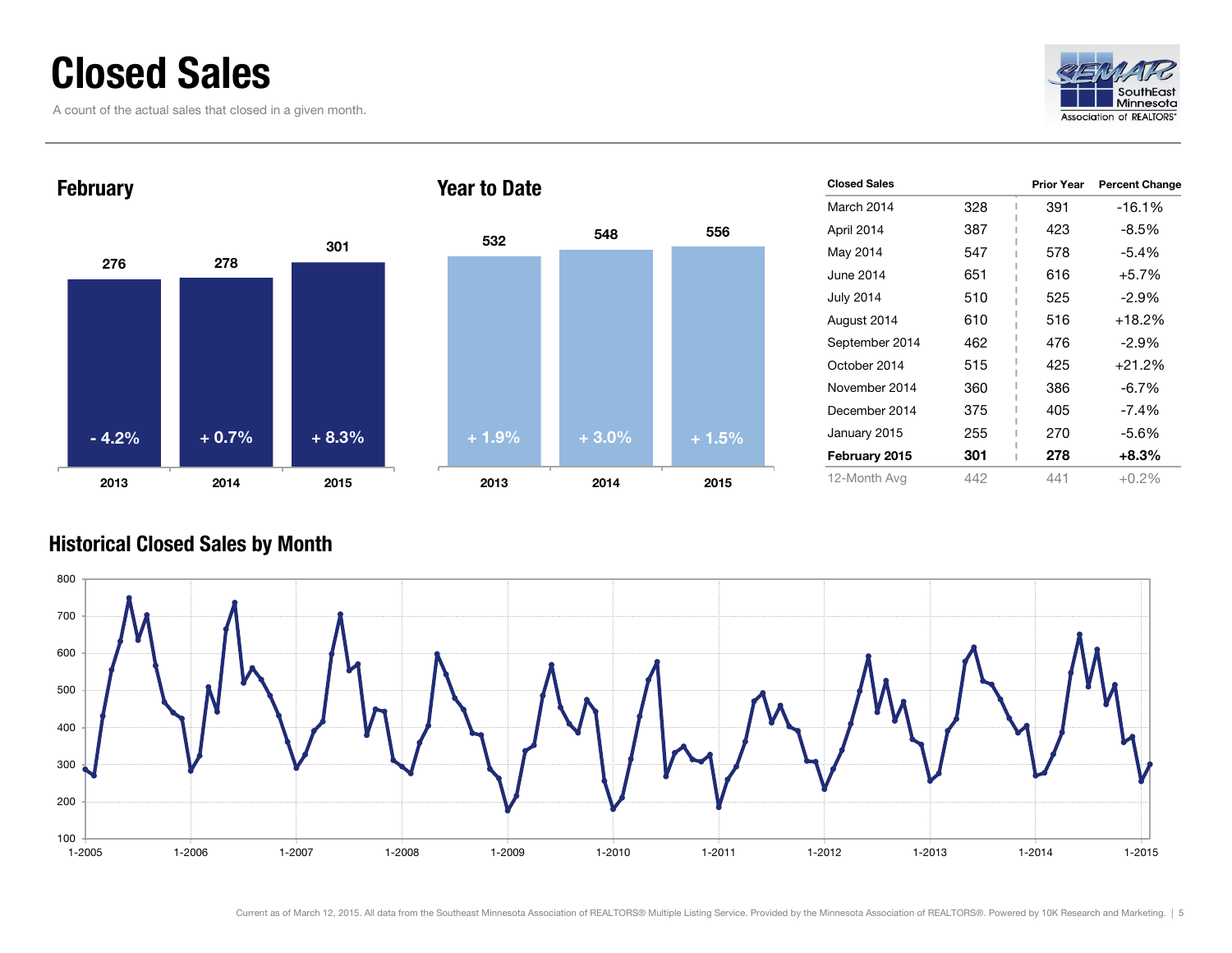# Closed Sales

A count of the actual sales that closed in a given month.

## February

| | 2013 | 2014 | 2015 |
|---|---|---|---|
| Closed Sales | 276 | 278 | 301 |
| Change | - 4.2% | + 0.7% | + 8.3% |

## Year to Date

| | 2013 | 2014 | 2015 |
|---|---|---|---|
| Closed Sales | 532 | 548 | 556 |
| Change | + 1.9% | + 3.0% | + 1.5% |

| Closed Sales | | Prior Year | Percent Change |
|---|---|---|---|
| March 2014 | 328 | 391 | -16.1% |
| April 2014 | 387 | 423 | -8.5% |
| May 2014 | 547 | 578 | -5.4% |
| June 2014 | 651 | 616 | +5.7% |
| July 2014 | 510 | 525 | -2.9% |
| August 2014 | 610 | 516 | +18.2% |
| September 2014 | 462 | 476 | -2.9% |
| October 2014 | 515 | 425 | +21.2% |
| November 2014 | 360 | 386 | -6.7% |
| December 2014 | 375 | 405 | -7.4% |
| January 2015 | 255 | 270 | -5.6% |
| **February 2015** | **301** | **278** | **+8.3%** |
| 12-Month Avg | 442 | 441 | +0.2% |

## Historical Closed Sales by Month

Current as of March 12, 2015. All data from the Southeast Minnesota Association of REALTORS® Multiple Listing Service. Provided by the Minnesota Association of REALTORS®. Powered by 10K Research and Marketing.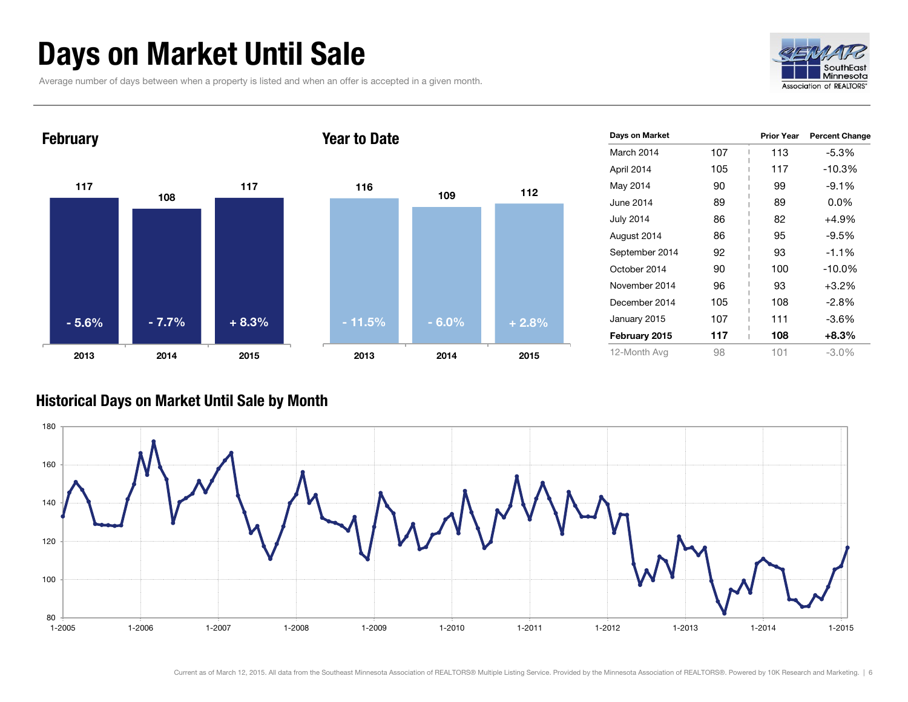# Days on Market Until Sale

Average number of days between when a property is listed and when an offer is accepted in a given month.

## February

| | 2013 | 2014 | 2015 |
|---|---|---|---|
| Days | 117 | 108 | 117 |
| Change | - 5.6% | - 7.7% | + 8.3% |

## Year to Date

| | 2013 | 2014 | 2015 |
|---|---|---|---|
| Days | 116 | 109 | 112 |
| Change | - 11.5% | - 6.0% | + 2.8% |

| Days on Market | | Prior Year | Percent Change |
|---|---|---|---|
| March 2014 | 107 | 113 | -5.3% |
| April 2014 | 105 | 117 | -10.3% |
| May 2014 | 90 | 99 | -9.1% |
| June 2014 | 89 | 89 | 0.0% |
| July 2014 | 86 | 82 | +4.9% |
| August 2014 | 86 | 95 | -9.5% |
| September 2014 | 92 | 93 | -1.1% |
| October 2014 | 90 | 100 | -10.0% |
| November 2014 | 96 | 93 | +3.2% |
| December 2014 | 105 | 108 | -2.8% |
| January 2015 | 107 | 111 | -3.6% |
| **February 2015** | **117** | **108** | **+8.3%** |
| 12-Month Avg | 98 | 101 | -3.0% |

## Historical Days on Market Until Sale by Month

Current as of March 12, 2015. All data from the Southeast Minnesota Association of REALTORS® Multiple Listing Service. Provided by the Minnesota Association of REALTORS®. Powered by 10K Research and Marketing.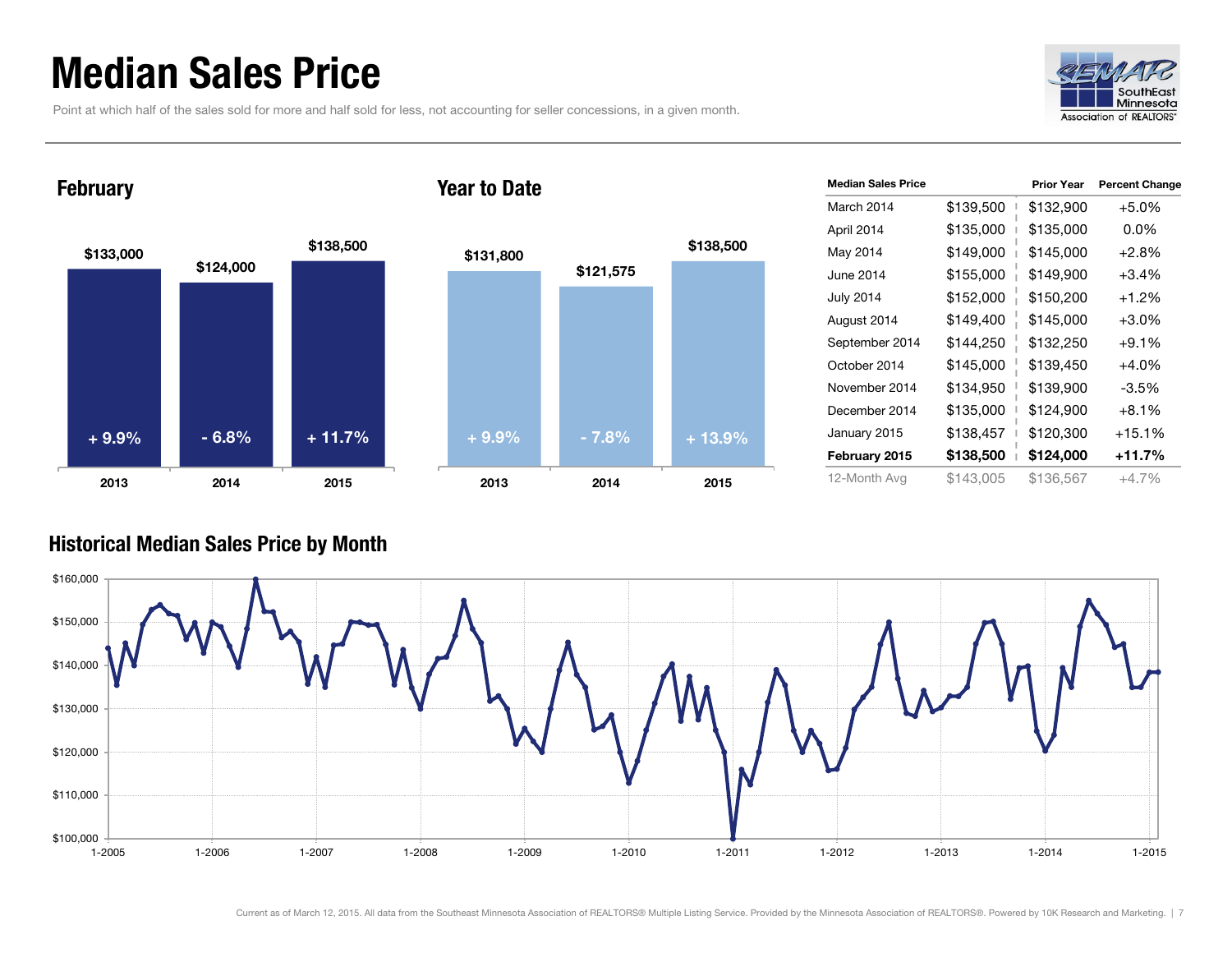# Median Sales Price

Point at which half of the sales sold for more and half sold for less, not accounting for seller concessions, in a given month.

SEMAR SouthEast Minnesota Association of REALTORS®

## February

| | 2013 | 2014 | 2015 |
|---|---|---|---|
| Median Sales Price | $133,000 | $124,000 | $138,500 |
| Percent Change | + 9.9% | - 6.8% | + 11.7% |

## Year to Date

| | 2013 | 2014 | 2015 |
|---|---|---|---|
| Median Sales Price | $131,800 | $121,575 | $138,500 |
| Percent Change | + 9.9% | - 7.8% | + 13.9% |

| Median Sales Price | | Prior Year | Percent Change |
|---|---|---|---|
| March 2014 | $139,500 | $132,900 | +5.0% |
| April 2014 | $135,000 | $135,000 | 0.0% |
| May 2014 | $149,000 | $145,000 | +2.8% |
| June 2014 | $155,000 | $149,900 | +3.4% |
| July 2014 | $152,000 | $150,200 | +1.2% |
| August 2014 | $149,400 | $145,000 | +3.0% |
| September 2014 | $144,250 | $132,250 | +9.1% |
| October 2014 | $145,000 | $139,450 | +4.0% |
| November 2014 | $134,950 | $139,900 | -3.5% |
| December 2014 | $135,000 | $124,900 | +8.1% |
| January 2015 | $138,457 | $120,300 | +15.1% |
| **February 2015** | **$138,500** | **$124,000** | **+11.7%** |
| 12-Month Avg | $143,005 | $136,567 | +4.7% |

## Historical Median Sales Price by Month

Current as of March 12, 2015. All data from the Southeast Minnesota Association of REALTORS® Multiple Listing Service. Provided by the Minnesota Association of REALTORS®. Powered by 10K Research and Marketing.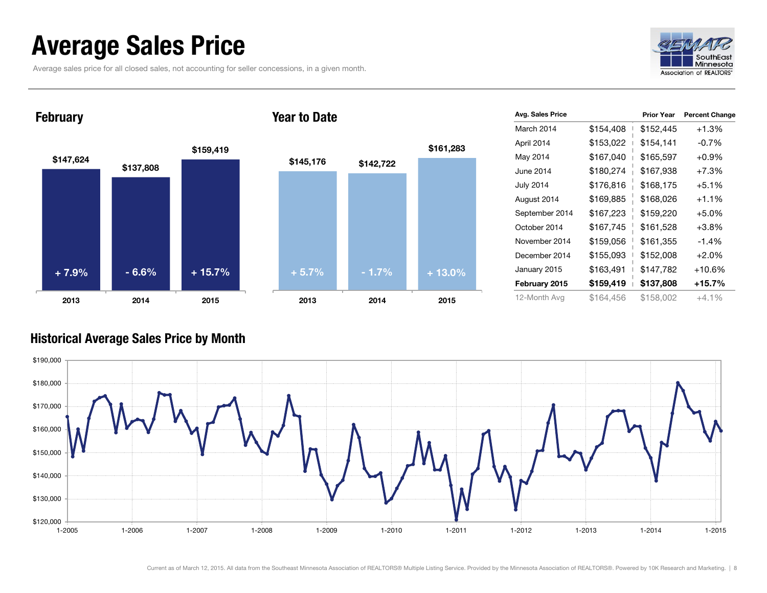# Average Sales Price

Average sales price for all closed sales, not accounting for seller concessions, in a given month.

## February

| Year | Average Sales Price | Percent Change |
|---|---|---|
| 2013 | $147,624 | + 7.9% |
| 2014 | $137,808 | - 6.6% |
| 2015 | $159,419 | + 15.7% |

## Year to Date

| Year | Average Sales Price | Percent Change |
|---|---|---|
| 2013 | $145,176 | + 5.7% |
| 2014 | $142,722 | - 1.7% |
| 2015 | $161,283 | + 13.0% |

| Avg. Sales Price | | Prior Year | Percent Change |
|---|---|---|---|
| March 2014 | $154,408 | $152,445 | +1.3% |
| April 2014 | $153,022 | $154,141 | -0.7% |
| May 2014 | $167,040 | $165,597 | +0.9% |
| June 2014 | $180,274 | $167,938 | +7.3% |
| July 2014 | $176,816 | $168,175 | +5.1% |
| August 2014 | $169,885 | $168,026 | +1.1% |
| September 2014 | $167,223 | $159,220 | +5.0% |
| October 2014 | $167,745 | $161,528 | +3.8% |
| November 2014 | $159,056 | $161,355 | -1.4% |
| December 2014 | $155,093 | $152,008 | +2.0% |
| January 2015 | $163,491 | $147,782 | +10.6% |
| **February 2015** | **$159,419** | **$137,808** | **+15.7%** |
| 12-Month Avg | $164,456 | $158,002 | +4.1% |

## Historical Average Sales Price by Month

Current as of March 12, 2015. All data from the Southeast Minnesota Association of REALTORS® Multiple Listing Service. Provided by the Minnesota Association of REALTORS®. Powered by 10K Research and Marketing.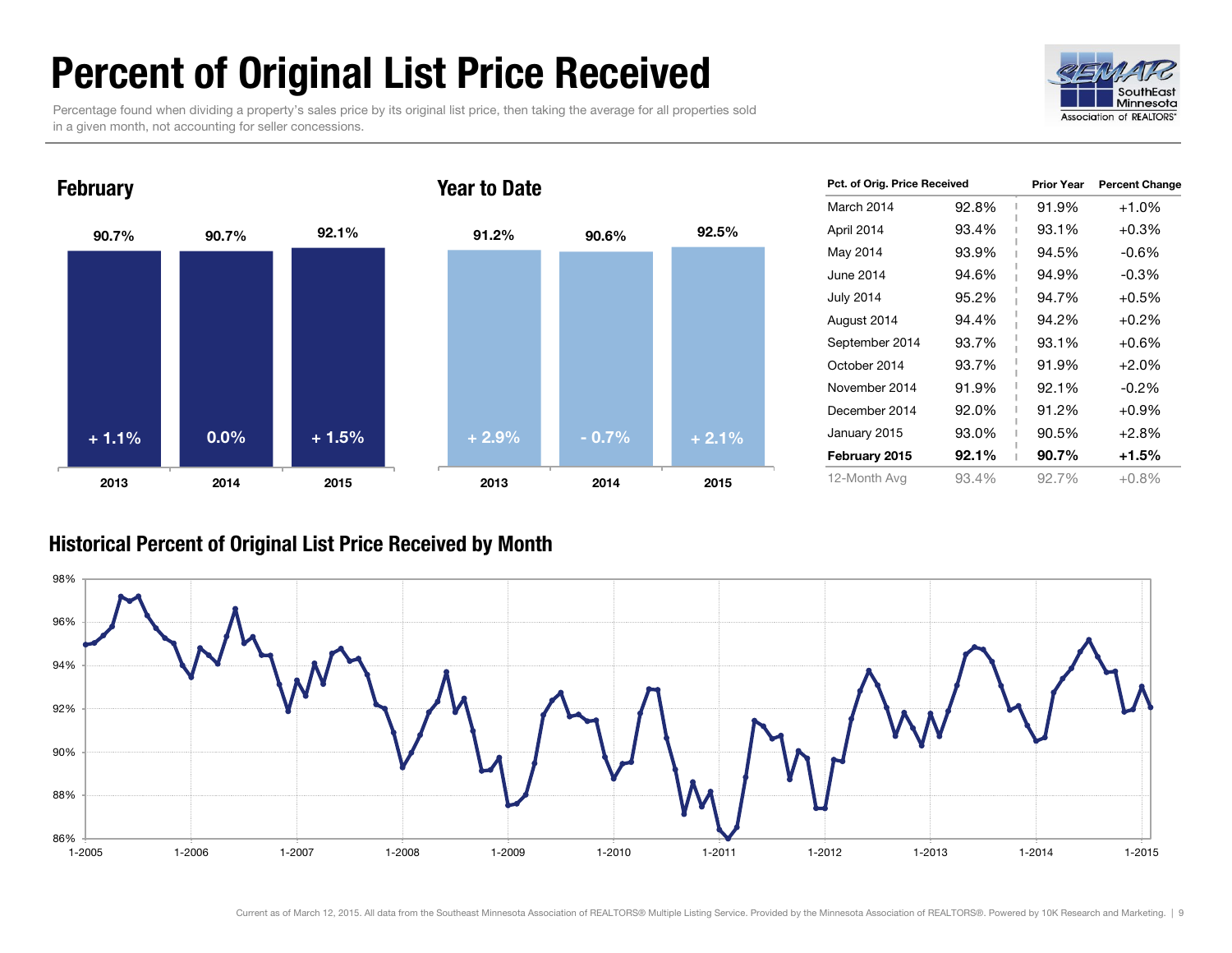# Percent of Original List Price Received

Percentage found when dividing a property's sales price by its original list price, then taking the average for all properties sold in a given month, not accounting for seller concessions.

## February

| | 2013 | 2014 | 2015 |
|---|---|---|---|
| Percent | 90.7% | 90.7% | 92.1% |
| Change | + 1.1% | 0.0% | + 1.5% |

## Year to Date

| | 2013 | 2014 | 2015 |
|---|---|---|---|
| Percent | 91.2% | 90.6% | 92.5% |
| Change | + 2.9% | - 0.7% | + 2.1% |

| Pct. of Orig. Price Received | | Prior Year | Percent Change |
|---|---|---|---|
| March 2014 | 92.8% | 91.9% | +1.0% |
| April 2014 | 93.4% | 93.1% | +0.3% |
| May 2014 | 93.9% | 94.5% | -0.6% |
| June 2014 | 94.6% | 94.9% | -0.3% |
| July 2014 | 95.2% | 94.7% | +0.5% |
| August 2014 | 94.4% | 94.2% | +0.2% |
| September 2014 | 93.7% | 93.1% | +0.6% |
| October 2014 | 93.7% | 91.9% | +2.0% |
| November 2014 | 91.9% | 92.1% | -0.2% |
| December 2014 | 92.0% | 91.2% | +0.9% |
| January 2015 | 93.0% | 90.5% | +2.8% |
| **February 2015** | **92.1%** | **90.7%** | **+1.5%** |
| 12-Month Avg | 93.4% | 92.7% | +0.8% |

## Historical Percent of Original List Price Received by Month

Current as of March 12, 2015. All data from the Southeast Minnesota Association of REALTORS® Multiple Listing Service. Provided by the Minnesota Association of REALTORS®. Powered by 10K Research and Marketing.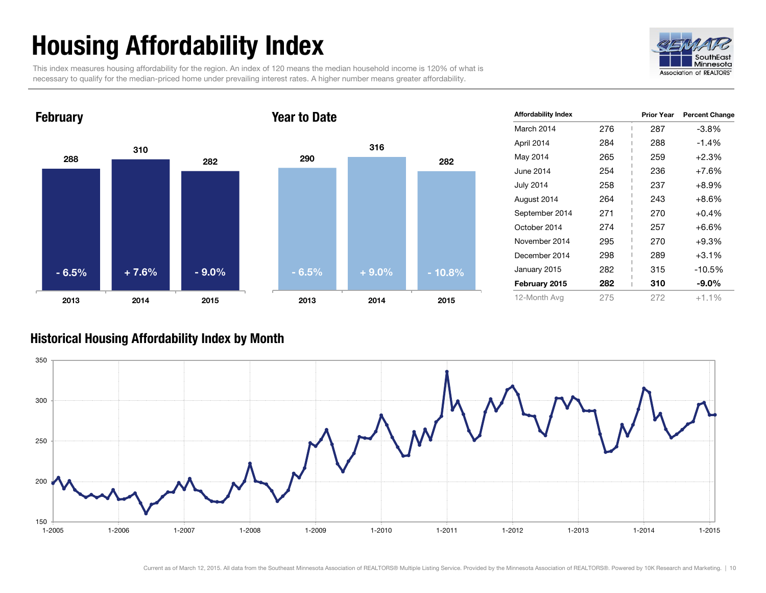# Housing Affordability Index

This index measures housing affordability for the region. An index of 120 means the median household income is 120% of what is necessary to qualify for the median-priced home under prevailing interest rates. A higher number means greater affordability.

## February

| Year | Index | Change |
|---|---|---|
| 2013 | 288 | - 6.5% |
| 2014 | 310 | + 7.6% |
| 2015 | 282 | - 9.0% |

## Year to Date

| Year | Index | Change |
|---|---|---|
| 2013 | 290 | - 6.5% |
| 2014 | 316 | + 9.0% |
| 2015 | 282 | - 10.8% |

| Affordability Index | | Prior Year | Percent Change |
|---|---|---|---|
| March 2014 | 276 | 287 | -3.8% |
| April 2014 | 284 | 288 | -1.4% |
| May 2014 | 265 | 259 | +2.3% |
| June 2014 | 254 | 236 | +7.6% |
| July 2014 | 258 | 237 | +8.9% |
| August 2014 | 264 | 243 | +8.6% |
| September 2014 | 271 | 270 | +0.4% |
| October 2014 | 274 | 257 | +6.6% |
| November 2014 | 295 | 270 | +9.3% |
| December 2014 | 298 | 289 | +3.1% |
| January 2015 | 282 | 315 | -10.5% |
| **February 2015** | **282** | **310** | **-9.0%** |
| 12-Month Avg | 275 | 272 | +1.1% |

## Historical Housing Affordability Index by Month

Current as of March 12, 2015. All data from the Southeast Minnesota Association of REALTORS® Multiple Listing Service. Provided by the Minnesota Association of REALTORS®. Powered by 10K Research and Marketing.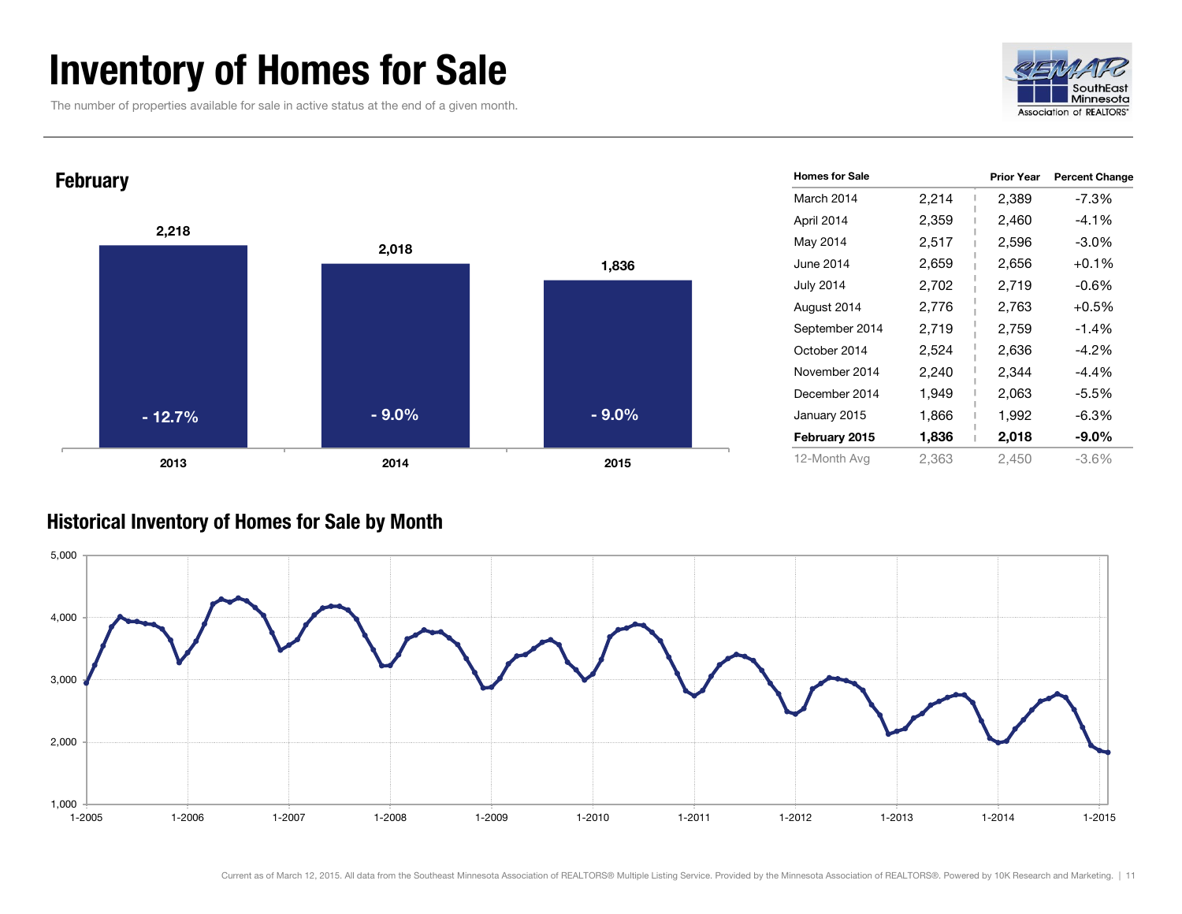# Inventory of Homes for Sale

The number of properties available for sale in active status at the end of a given month.

## February

| Year | Homes for Sale | Percent Change |
|---|---|---|
| 2013 | 2,218 | - 12.7% |
| 2014 | 2,018 | - 9.0% |
| 2015 | 1,836 | - 9.0% |

| Homes for Sale | | Prior Year | Percent Change |
|---|---|---|---|
| March 2014 | 2,214 | 2,389 | -7.3% |
| April 2014 | 2,359 | 2,460 | -4.1% |
| May 2014 | 2,517 | 2,596 | -3.0% |
| June 2014 | 2,659 | 2,656 | +0.1% |
| July 2014 | 2,702 | 2,719 | -0.6% |
| August 2014 | 2,776 | 2,763 | +0.5% |
| September 2014 | 2,719 | 2,759 | -1.4% |
| October 2014 | 2,524 | 2,636 | -4.2% |
| November 2014 | 2,240 | 2,344 | -4.4% |
| December 2014 | 1,949 | 2,063 | -5.5% |
| January 2015 | 1,866 | 1,992 | -6.3% |
| **February 2015** | **1,836** | **2,018** | **-9.0%** |
| 12-Month Avg | 2,363 | 2,450 | -3.6% |

## Historical Inventory of Homes for Sale by Month

Current as of March 12, 2015. All data from the Southeast Minnesota Association of REALTORS® Multiple Listing Service. Provided by the Minnesota Association of REALTORS®. Powered by 10K Research and Marketing.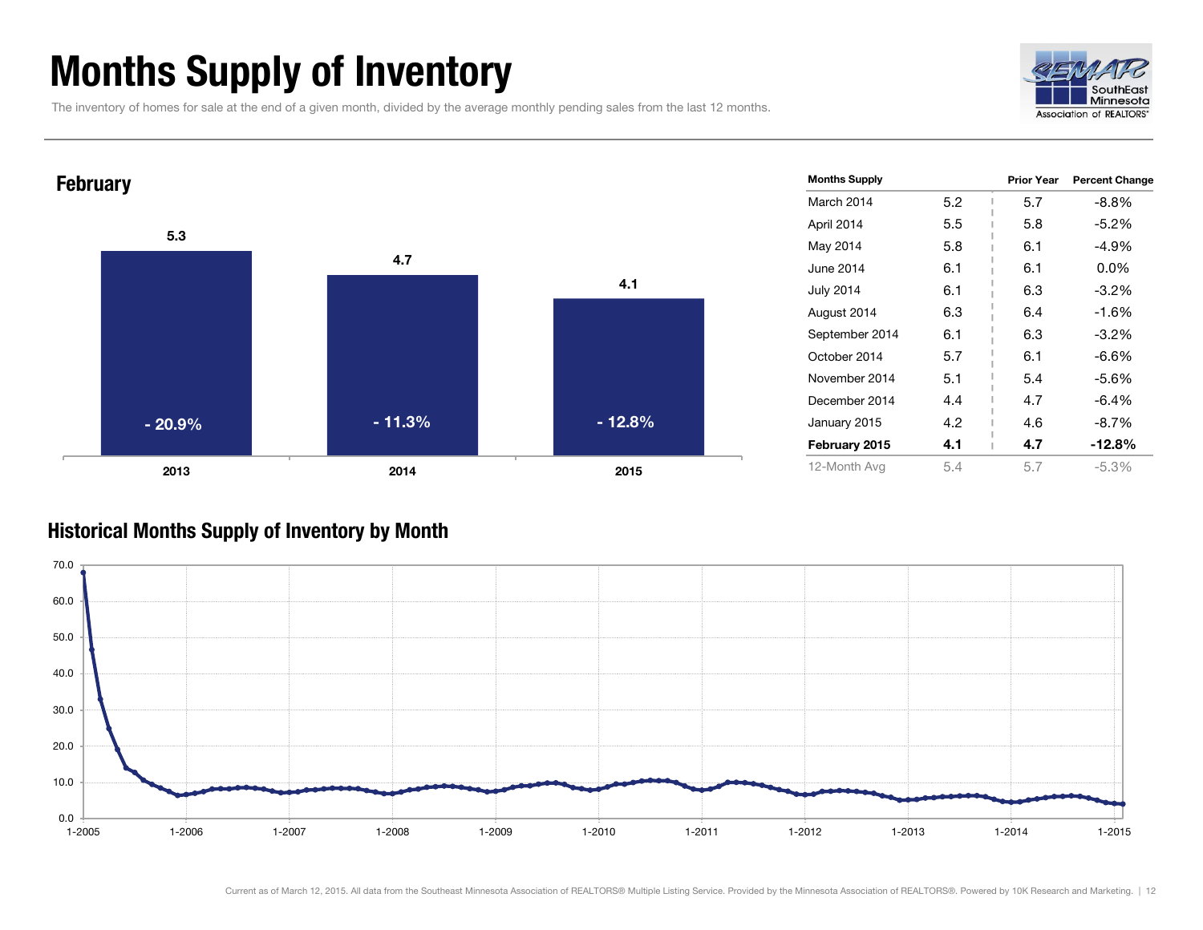# Months Supply of Inventory

The inventory of homes for sale at the end of a given month, divided by the average monthly pending sales from the last 12 months.

## February

| Year | Months Supply | Percent Change |
| --- | --- | --- |
| 2013 | 5.3 | - 20.9% |
| 2014 | 4.7 | - 11.3% |
| 2015 | 4.1 | - 12.8% |

| Months Supply | | Prior Year | Percent Change |
| --- | --- | --- | --- |
| March 2014 | 5.2 | 5.7 | -8.8% |
| April 2014 | 5.5 | 5.8 | -5.2% |
| May 2014 | 5.8 | 6.1 | -4.9% |
| June 2014 | 6.1 | 6.1 | 0.0% |
| July 2014 | 6.1 | 6.3 | -3.2% |
| August 2014 | 6.3 | 6.4 | -1.6% |
| September 2014 | 6.1 | 6.3 | -3.2% |
| October 2014 | 5.7 | 6.1 | -6.6% |
| November 2014 | 5.1 | 5.4 | -5.6% |
| December 2014 | 4.4 | 4.7 | -6.4% |
| January 2015 | 4.2 | 4.6 | -8.7% |
| **February 2015** | **4.1** | **4.7** | **-12.8%** |
| 12-Month Avg | 5.4 | 5.7 | -5.3% |

## Historical Months Supply of Inventory by Month

Current as of March 12, 2015. All data from the Southeast Minnesota Association of REALTORS® Multiple Listing Service. Provided by the Minnesota Association of REALTORS®. Powered by 10K Research and Marketing.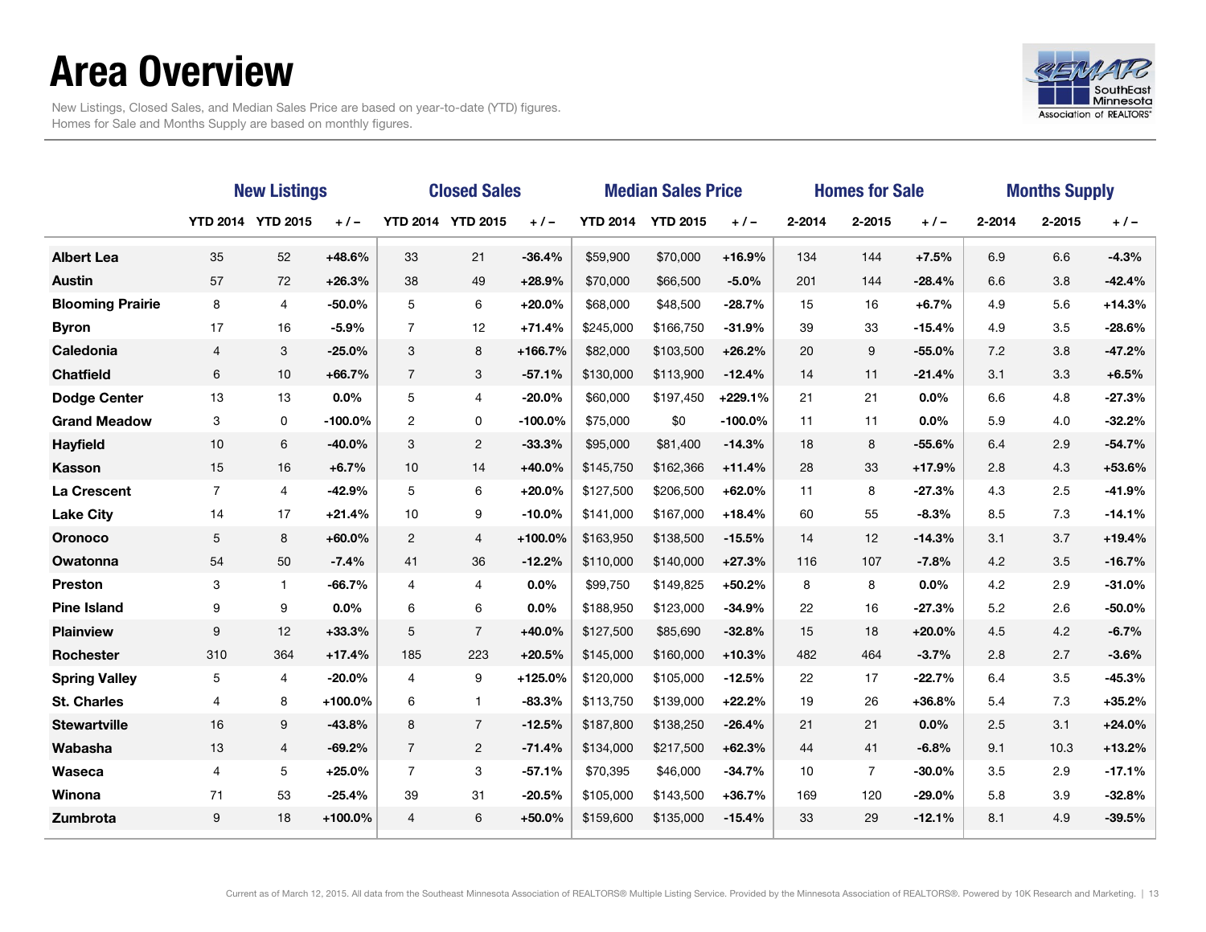# Area Overview

New Listings, Closed Sales, and Median Sales Price are based on year-to-date (YTD) figures.
Homes for Sale and Months Supply are based on monthly figures.

| | New Listings | | | Closed Sales | | | Median Sales Price | | | Homes for Sale | | | Months Supply | | |
|---|---|---|---|---|---|---|---|---|---|---|---|---|---|---|---|
| | YTD 2014 | YTD 2015 | + / – | YTD 2014 | YTD 2015 | + / – | YTD 2014 | YTD 2015 | + / – | 2-2014 | 2-2015 | + / – | 2-2014 | 2-2015 | + / – |
| **Albert Lea** | 35 | 52 | **+48.6%** | 33 | 21 | **-36.4%** | $59,900 | $70,000 | **+16.9%** | 134 | 144 | **+7.5%** | 6.9 | 6.6 | **-4.3%** |
| **Austin** | 57 | 72 | **+26.3%** | 38 | 49 | **+28.9%** | $70,000 | $66,500 | **-5.0%** | 201 | 144 | **-28.4%** | 6.6 | 3.8 | **-42.4%** |
| **Blooming Prairie** | 8 | 4 | **-50.0%** | 5 | 6 | **+20.0%** | $68,000 | $48,500 | **-28.7%** | 15 | 16 | **+6.7%** | 4.9 | 5.6 | **+14.3%** |
| **Byron** | 17 | 16 | **-5.9%** | 7 | 12 | **+71.4%** | $245,000 | $166,750 | **-31.9%** | 39 | 33 | **-15.4%** | 4.9 | 3.5 | **-28.6%** |
| **Caledonia** | 4 | 3 | **-25.0%** | 3 | 8 | **+166.7%** | $82,000 | $103,500 | **+26.2%** | 20 | 9 | **-55.0%** | 7.2 | 3.8 | **-47.2%** |
| **Chatfield** | 6 | 10 | **+66.7%** | 7 | 3 | **-57.1%** | $130,000 | $113,900 | **-12.4%** | 14 | 11 | **-21.4%** | 3.1 | 3.3 | **+6.5%** |
| **Dodge Center** | 13 | 13 | **0.0%** | 5 | 4 | **-20.0%** | $60,000 | $197,450 | **+229.1%** | 21 | 21 | **0.0%** | 6.6 | 4.8 | **-27.3%** |
| **Grand Meadow** | 3 | 0 | **-100.0%** | 2 | 0 | **-100.0%** | $75,000 | $0 | **-100.0%** | 11 | 11 | **0.0%** | 5.9 | 4.0 | **-32.2%** |
| **Hayfield** | 10 | 6 | **-40.0%** | 3 | 2 | **-33.3%** | $95,000 | $81,400 | **-14.3%** | 18 | 8 | **-55.6%** | 6.4 | 2.9 | **-54.7%** |
| **Kasson** | 15 | 16 | **+6.7%** | 10 | 14 | **+40.0%** | $145,750 | $162,366 | **+11.4%** | 28 | 33 | **+17.9%** | 2.8 | 4.3 | **+53.6%** |
| **La Crescent** | 7 | 4 | **-42.9%** | 5 | 6 | **+20.0%** | $127,500 | $206,500 | **+62.0%** | 11 | 8 | **-27.3%** | 4.3 | 2.5 | **-41.9%** |
| **Lake City** | 14 | 17 | **+21.4%** | 10 | 9 | **-10.0%** | $141,000 | $167,000 | **+18.4%** | 60 | 55 | **-8.3%** | 8.5 | 7.3 | **-14.1%** |
| **Oronoco** | 5 | 8 | **+60.0%** | 2 | 4 | **+100.0%** | $163,950 | $138,500 | **-15.5%** | 14 | 12 | **-14.3%** | 3.1 | 3.7 | **+19.4%** |
| **Owatonna** | 54 | 50 | **-7.4%** | 41 | 36 | **-12.2%** | $110,000 | $140,000 | **+27.3%** | 116 | 107 | **-7.8%** | 4.2 | 3.5 | **-16.7%** |
| **Preston** | 3 | 1 | **-66.7%** | 4 | 4 | **0.0%** | $99,750 | $149,825 | **+50.2%** | 8 | 8 | **0.0%** | 4.2 | 2.9 | **-31.0%** |
| **Pine Island** | 9 | 9 | **0.0%** | 6 | 6 | **0.0%** | $188,950 | $123,000 | **-34.9%** | 22 | 16 | **-27.3%** | 5.2 | 2.6 | **-50.0%** |
| **Plainview** | 9 | 12 | **+33.3%** | 5 | 7 | **+40.0%** | $127,500 | $85,690 | **-32.8%** | 15 | 18 | **+20.0%** | 4.5 | 4.2 | **-6.7%** |
| **Rochester** | 310 | 364 | **+17.4%** | 185 | 223 | **+20.5%** | $145,000 | $160,000 | **+10.3%** | 482 | 464 | **-3.7%** | 2.8 | 2.7 | **-3.6%** |
| **Spring Valley** | 5 | 4 | **-20.0%** | 4 | 9 | **+125.0%** | $120,000 | $105,000 | **-12.5%** | 22 | 17 | **-22.7%** | 6.4 | 3.5 | **-45.3%** |
| **St. Charles** | 4 | 8 | **+100.0%** | 6 | 1 | **-83.3%** | $113,750 | $139,000 | **+22.2%** | 19 | 26 | **+36.8%** | 5.4 | 7.3 | **+35.2%** |
| **Stewartville** | 16 | 9 | **-43.8%** | 8 | 7 | **-12.5%** | $187,800 | $138,250 | **-26.4%** | 21 | 21 | **0.0%** | 2.5 | 3.1 | **+24.0%** |
| **Wabasha** | 13 | 4 | **-69.2%** | 7 | 2 | **-71.4%** | $134,000 | $217,500 | **+62.3%** | 44 | 41 | **-6.8%** | 9.1 | 10.3 | **+13.2%** |
| **Waseca** | 4 | 5 | **+25.0%** | 7 | 3 | **-57.1%** | $70,395 | $46,000 | **-34.7%** | 10 | 7 | **-30.0%** | 3.5 | 2.9 | **-17.1%** |
| **Winona** | 71 | 53 | **-25.4%** | 39 | 31 | **-20.5%** | $105,000 | $143,500 | **+36.7%** | 169 | 120 | **-29.0%** | 5.8 | 3.9 | **-32.8%** |
| **Zumbrota** | 9 | 18 | **+100.0%** | 4 | 6 | **+50.0%** | $159,600 | $135,000 | **-15.4%** | 33 | 29 | **-12.1%** | 8.1 | 4.9 | **-39.5%** |

Current as of March 12, 2015. All data from the Southeast Minnesota Association of REALTORS® Multiple Listing Service. Provided by the Minnesota Association of REALTORS®. Powered by 10K Research and Marketing.